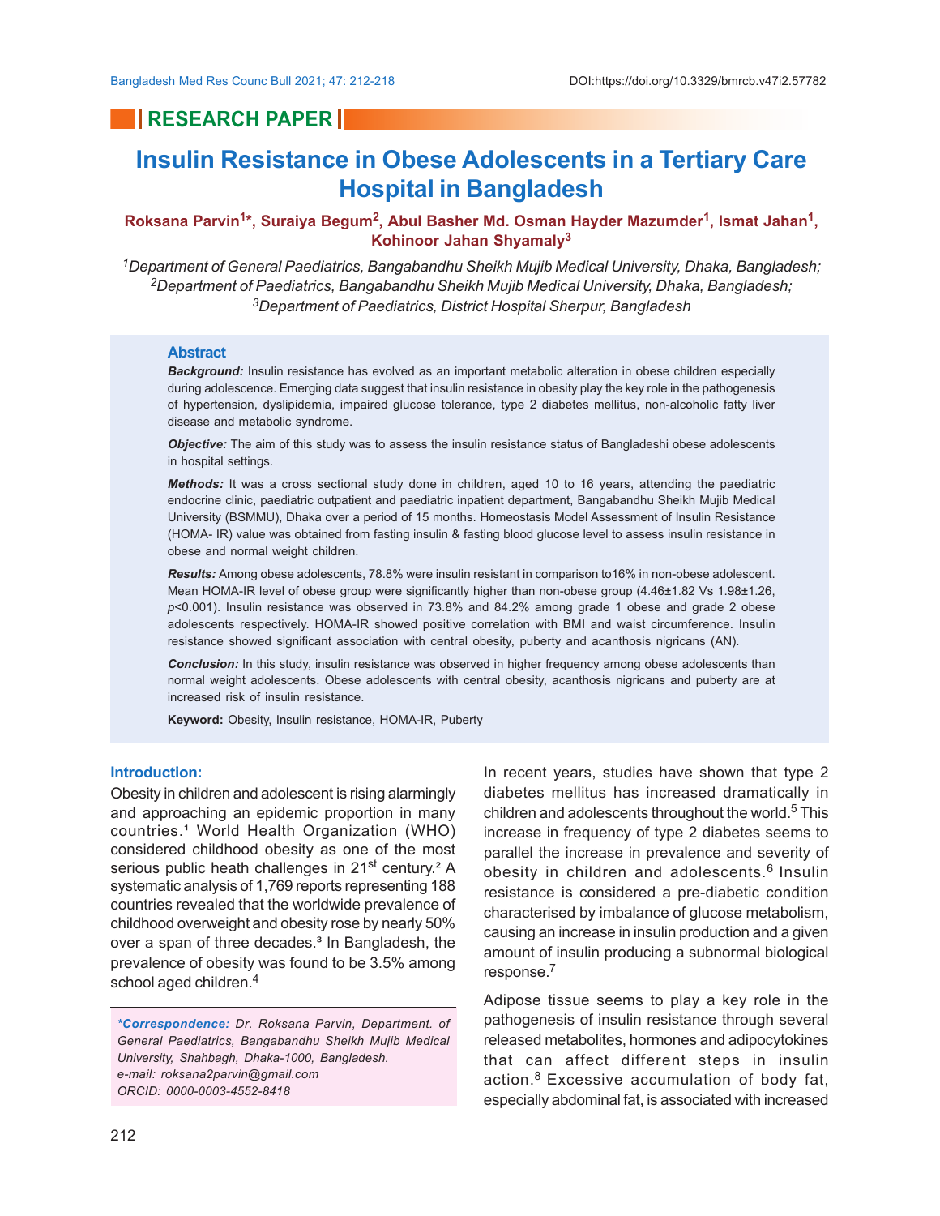RESEARCH PAPER

# Insulin Resistance in Obese Adolescents in a Tertiary Care Hospital in Bangladesh

**Roksana Parvin[1]*, Suraiya Begum[2], Abul Basher Md. Osman Hayder Mazumder[1], Ismat Jahan[1], Kohinoor Jahan Shyamaly[3]**

*[1]Department of General Paediatrics, Bangabandhu Sheikh Mujib Medical University, Dhaka, Bangladesh; [2]Department of Paediatrics, Bangabandhu Sheikh Mujib Medical University, Dhaka, Bangladesh; [3]Department of Paediatrics, District Hospital Sherpur, Bangladesh*

## Abstract

***Background:*** Insulin resistance has evolved as an important metabolic alteration in obese children especially during adolescence. Emerging data suggest that insulin resistance in obesity play the key role in the pathogenesis of hypertension, dyslipidemia, impaired glucose tolerance, type 2 diabetes mellitus, non-alcoholic fatty liver disease and metabolic syndrome.

***Objective:*** The aim of this study was to assess the insulin resistance status of Bangladeshi obese adolescents in hospital settings.

***Methods:*** It was a cross sectional study done in children, aged 10 to 16 years, attending the paediatric endocrine clinic, paediatric outpatient and paediatric inpatient department, Bangabandhu Sheikh Mujib Medical University (BSMMU), Dhaka over a period of 15 months. Homeostasis Model Assessment of Insulin Resistance (HOMA- IR) value was obtained from fasting insulin & fasting blood glucose level to assess insulin resistance in obese and normal weight children.

***Results:*** Among obese adolescents, 78.8% were insulin resistant in comparison to16% in non-obese adolescent. Mean HOMA-IR level of obese group were significantly higher than non-obese group (4.46±1.82 Vs 1.98±1.26, $p$<0.001). Insulin resistance was observed in 73.8% and 84.2% among grade 1 obese and grade 2 obese adolescents respectively. HOMA-IR showed positive correlation with BMI and waist circumference. Insulin resistance showed significant association with central obesity, puberty and acanthosis nigricans (AN).

***Conclusion:*** In this study, insulin resistance was observed in higher frequency among obese adolescents than normal weight adolescents. Obese adolescents with central obesity, acanthosis nigricans and puberty are at increased risk of insulin resistance.

**Keyword:** Obesity, Insulin resistance, HOMA-IR, Puberty

## Introduction:

Obesity in children and adolescent is rising alarmingly and approaching an epidemic proportion in many countries.[1] World Health Organization (WHO) considered childhood obesity as one of the most serious public heath challenges in 21st century.[2] A systematic analysis of 1,769 reports representing 188 countries revealed that the worldwide prevalence of childhood overweight and obesity rose by nearly 50% over a span of three decades.[3] In Bangladesh, the prevalence of obesity was found to be 3.5% among school aged children.[4]

*\*Correspondence: Dr. Roksana Parvin, Department. of General Paediatrics, Bangabandhu Sheikh Mujib Medical University, Shahbagh, Dhaka-1000, Bangladesh. e-mail: roksana2parvin@gmail.com ORCID: 0000-0003-4552-8418*

In recent years, studies have shown that type 2 diabetes mellitus has increased dramatically in children and adolescents throughout the world.[5] This increase in frequency of type 2 diabetes seems to parallel the increase in prevalence and severity of obesity in children and adolescents.[6] Insulin resistance is considered a pre-diabetic condition characterised by imbalance of glucose metabolism, causing an increase in insulin production and a given amount of insulin producing a subnormal biological response.[7]

Adipose tissue seems to play a key role in the pathogenesis of insulin resistance through several released metabolites, hormones and adipocytokines that can affect different steps in insulin action.[8] Excessive accumulation of body fat, especially abdominal fat, is associated with increased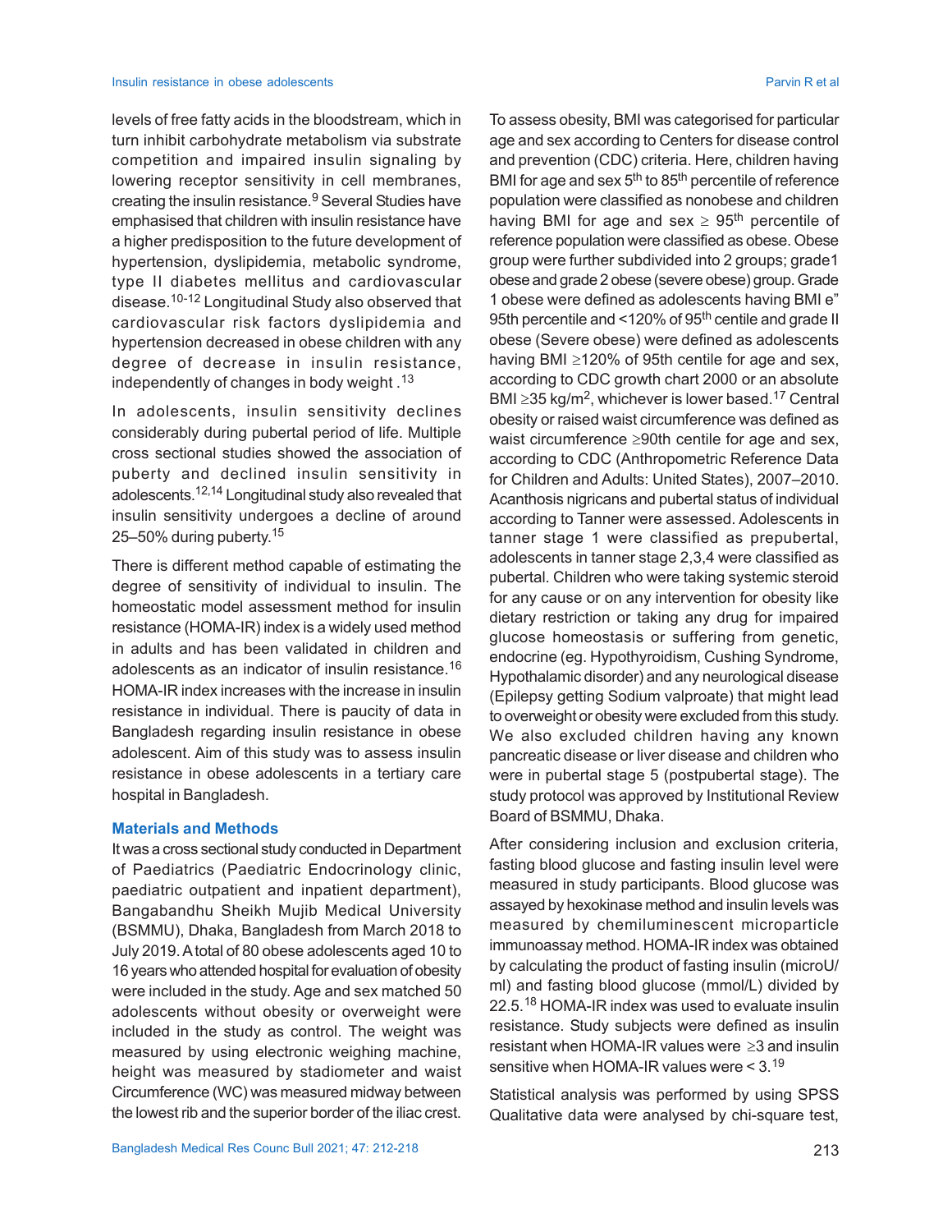levels of free fatty acids in the bloodstream, which in turn inhibit carbohydrate metabolism via substrate competition and impaired insulin signaling by lowering receptor sensitivity in cell membranes, creating the insulin resistance.[9] Several Studies have emphasised that children with insulin resistance have a higher predisposition to the future development of hypertension, dyslipidemia, metabolic syndrome, type II diabetes mellitus and cardiovascular disease.[10-12] Longitudinal Study also observed that cardiovascular risk factors dyslipidemia and hypertension decreased in obese children with any degree of decrease in insulin resistance, independently of changes in body weight .[13]

In adolescents, insulin sensitivity declines considerably during pubertal period of life. Multiple cross sectional studies showed the association of puberty and declined insulin sensitivity in adolescents.[12,14] Longitudinal study also revealed that insulin sensitivity undergoes a decline of around 25–50% during puberty.[15]

There is different method capable of estimating the degree of sensitivity of individual to insulin. The homeostatic model assessment method for insulin resistance (HOMA-IR) index is a widely used method in adults and has been validated in children and adolescents as an indicator of insulin resistance.[16] HOMA-IR index increases with the increase in insulin resistance in individual. There is paucity of data in Bangladesh regarding insulin resistance in obese adolescent. Aim of this study was to assess insulin resistance in obese adolescents in a tertiary care hospital in Bangladesh.

## Materials and Methods

It was a cross sectional study conducted in Department of Paediatrics (Paediatric Endocrinology clinic, paediatric outpatient and inpatient department), Bangabandhu Sheikh Mujib Medical University (BSMMU), Dhaka, Bangladesh from March 2018 to July 2019. A total of 80 obese adolescents aged 10 to 16 years who attended hospital for evaluation of obesity were included in the study. Age and sex matched 50 adolescents without obesity or overweight were included in the study as control. The weight was measured by using electronic weighing machine, height was measured by stadiometer and waist Circumference (WC) was measured midway between the lowest rib and the superior border of the iliac crest. To assess obesity, BMI was categorised for particular age and sex according to Centers for disease control and prevention (CDC) criteria. Here, children having BMI for age and sex 5th to 85th percentile of reference population were classified as nonobese and children having BMI for age and sex ≥ 95th percentile of reference population were classified as obese. Obese group were further subdivided into 2 groups; grade1 obese and grade 2 obese (severe obese) group. Grade 1 obese were defined as adolescents having BMI e" 95th percentile and <120% of 95th centile and grade II obese (Severe obese) were defined as adolescents having BMI ≥120% of 95th centile for age and sex, according to CDC growth chart 2000 or an absolute BMI ≥35 kg/m$^2$, whichever is lower based.[17] Central obesity or raised waist circumference was defined as waist circumference ≥90th centile for age and sex, according to CDC (Anthropometric Reference Data for Children and Adults: United States), 2007–2010. Acanthosis nigricans and pubertal status of individual according to Tanner were assessed. Adolescents in tanner stage 1 were classified as prepubertal, adolescents in tanner stage 2,3,4 were classified as pubertal. Children who were taking systemic steroid for any cause or on any intervention for obesity like dietary restriction or taking any drug for impaired glucose homeostasis or suffering from genetic, endocrine (eg. Hypothyroidism, Cushing Syndrome, Hypothalamic disorder) and any neurological disease (Epilepsy getting Sodium valproate) that might lead to overweight or obesity were excluded from this study. We also excluded children having any known pancreatic disease or liver disease and children who were in pubertal stage 5 (postpubertal stage). The study protocol was approved by Institutional Review Board of BSMMU, Dhaka.

After considering inclusion and exclusion criteria, fasting blood glucose and fasting insulin level were measured in study participants. Blood glucose was assayed by hexokinase method and insulin levels was measured by chemiluminescent microparticle immunoassay method. HOMA-IR index was obtained by calculating the product of fasting insulin (microU/ml) and fasting blood glucose (mmol/L) divided by 22.5.[18] HOMA-IR index was used to evaluate insulin resistance. Study subjects were defined as insulin resistant when HOMA-IR values were ≥3 and insulin sensitive when HOMA-IR values were < 3.[19]

Statistical analysis was performed by using SPSS Qualitative data were analysed by chi-square test,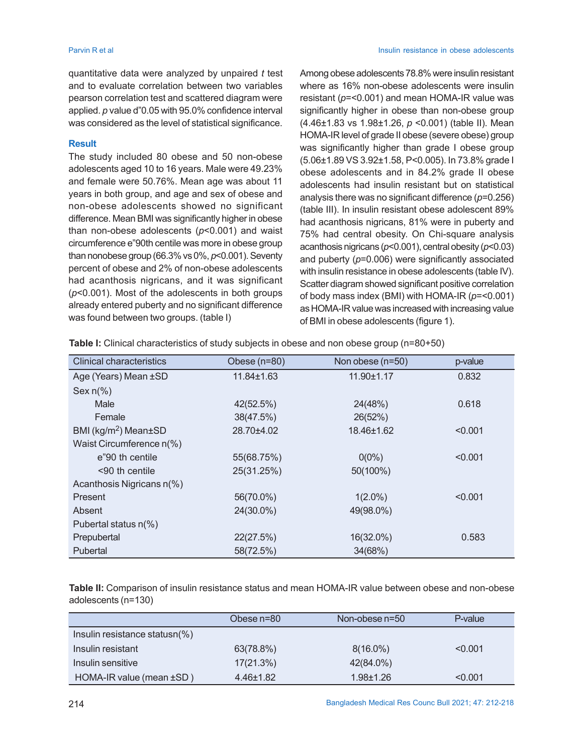quantitative data were analyzed by unpaired *t* test and to evaluate correlation between two variables pearson correlation test and scattered diagram were applied. *p* value d"0.05 with 95.0% confidence interval was considered as the level of statistical significance.

## Result

The study included 80 obese and 50 non-obese adolescents aged 10 to 16 years. Male were 49.23% and female were 50.76%. Mean age was about 11 years in both group, and age and sex of obese and non-obese adolescents showed no significant difference. Mean BMI was significantly higher in obese than non-obese adolescents ($p<0.001$) and waist circumference e"90th centile was more in obese group than nonobese group (66.3% vs 0%, $p<0.001$). Seventy percent of obese and 2% of non-obese adolescents had acanthosis nigricans, and it was significant ($p<0.001$). Most of the adolescents in both groups already entered puberty and no significant difference was found between two groups. (table I)

Among obese adolescents 78.8% were insulin resistant where as 16% non-obese adolescents were insulin resistant ($p=<0.001$) and mean HOMA-IR value was significantly higher in obese than non-obese group (4.46±1.83 vs 1.98±1.26, $p<0.001$) (table II). Mean HOMA-IR level of grade II obese (severe obese) group was significantly higher than grade I obese group (5.06±1.89 VS 3.92±1.58, $P<0.005$). In 73.8% grade I obese adolescents and in 84.2% grade II obese adolescents had insulin resistant but on statistical analysis there was no significant difference ($p=0.256$) (table III). In insulin resistant obese adolescent 89% had acanthosis nigricans, 81% were in puberty and 75% had central obesity. On Chi-square analysis acanthosis nigricans ($p<0.001$), central obesity ($p<0.03$) and puberty ($p=0.006$) were significantly associated with insulin resistance in obese adolescents (table IV). Scatter diagram showed significant positive correlation of body mass index (BMI) with HOMA-IR ($p=<0.001$) as HOMA-IR value was increased with increasing value of BMI in obese adolescents (figure 1).

**Table I:** Clinical characteristics of study subjects in obese and non obese group (n=80+50)

| Clinical characteristics | Obese (n=80) | Non obese (n=50) | p-value |
|---|---|---|---|
| Age (Years) Mean ±SD | 11.84±1.63 | 11.90±1.17 | 0.832 |
| Sex n(%) | | | |
| Male | 42(52.5%) | 24(48%) | 0.618 |
| Female | 38(47.5%) | 26(52%) | |
| BMI (kg/m$^2$) Mean±SD | 28.70±4.02 | 18.46±1.62 | <0.001 |
| Waist Circumference n(%) | | | |
| e"90 th centile | 55(68.75%) | 0(0%) | <0.001 |
| <90 th centile | 25(31.25%) | 50(100%) | |
| Acanthosis Nigricans n(%) | | | |
| Present | 56(70.0%) | 1(2.0%) | <0.001 |
| Absent | 24(30.0%) | 49(98.0%) | |
| Pubertal status n(%) | | | |
| Prepubertal | 22(27.5%) | 16(32.0%) | 0.583 |
| Pubertal | 58(72.5%) | 34(68%) | |

**Table II:** Comparison of insulin resistance status and mean HOMA-IR value between obese and non-obese adolescents (n=130)

| | Obese n=80 | Non-obese n=50 | P-value |
|---|---|---|---|
| Insulin resistance statusn(%) | | | |
| Insulin resistant | 63(78.8%) | 8(16.0%) | <0.001 |
| Insulin sensitive | 17(21.3%) | 42(84.0%) | |
| HOMA-IR value (mean ±SD ) | 4.46±1.82 | 1.98±1.26 | <0.001 |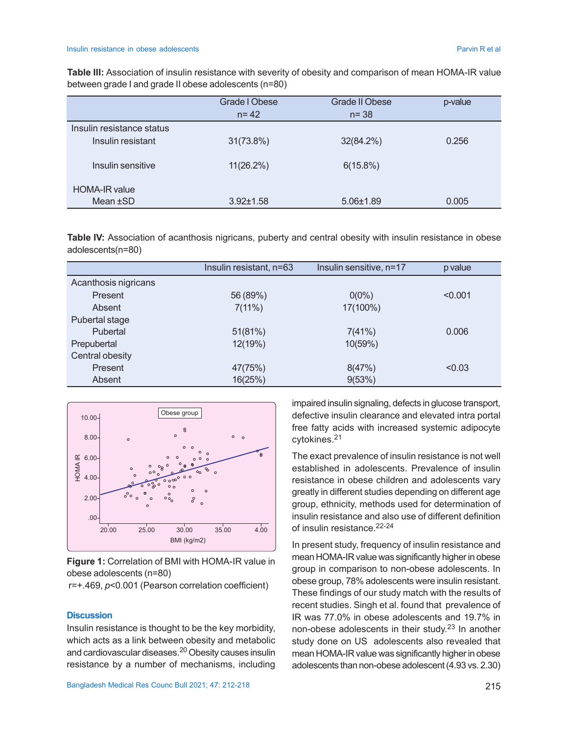**Table III:** Association of insulin resistance with severity of obesity and comparison of mean HOMA-IR value between grade I and grade II obese adolescents (n=80)

| | Grade I Obese n= 42 | Grade II Obese n= 38 | p-value |
|---|---|---|---|
| Insulin resistance status | | | |
| Insulin resistant | 31(73.8%) | 32(84.2%) | 0.256 |
| Insulin sensitive | 11(26.2%) | 6(15.8%) | |
| HOMA-IR value | | | |
| Mean ±SD | 3.92±1.58 | 5.06±1.89 | 0.005 |

**Table IV:** Association of acanthosis nigricans, puberty and central obesity with insulin resistance in obese adolescents(n=80)

| | Insulin resistant, n=63 | Insulin sensitive, n=17 | p value |
|---|---|---|---|
| Acanthosis nigricans | | | |
| Present | 56 (89%) | 0(0%) | <0.001 |
| Absent | 7(11%) | 17(100%) | |
| Pubertal stage | | | |
| Pubertal | 51(81%) | 7(41%) | 0.006 |
| Prepubertal | 12(19%) | 10(59%) | |
| Central obesity | | | |
| Present | 47(75%) | 8(47%) | <0.03 |
| Absent | 16(25%) | 9(53%) | |

**Figure 1:** Correlation of BMI with HOMA-IR value in obese adolescents (n=80)
r=+.469, *p*<0.001 (Pearson correlation coefficient)

### Discussion

Insulin resistance is thought to be the key morbidity, which acts as a link between obesity and metabolic and cardiovascular diseases.[20] Obesity causes insulin resistance by a number of mechanisms, including impaired insulin signaling, defects in glucose transport, defective insulin clearance and elevated intra portal free fatty acids with increased systemic adipocyte cytokines.[21]

The exact prevalence of insulin resistance is not well established in adolescents. Prevalence of insulin resistance in obese children and adolescents vary greatly in different studies depending on different age group, ethnicity, methods used for determination of insulin resistance and also use of different definition of insulin resistance.[22-24]

In present study, frequency of insulin resistance and mean HOMA-IR value was significantly higher in obese group in comparison to non-obese adolescents. In obese group, 78% adolescents were insulin resistant. These findings of our study match with the results of recent studies. Singh et al. found that prevalence of IR was 77.0% in obese adolescents and 19.7% in non-obese adolescents in their study.[23] In another study done on US adolescents also revealed that mean HOMA-IR value was significantly higher in obese adolescents than non-obese adolescent (4.93 vs. 2.30)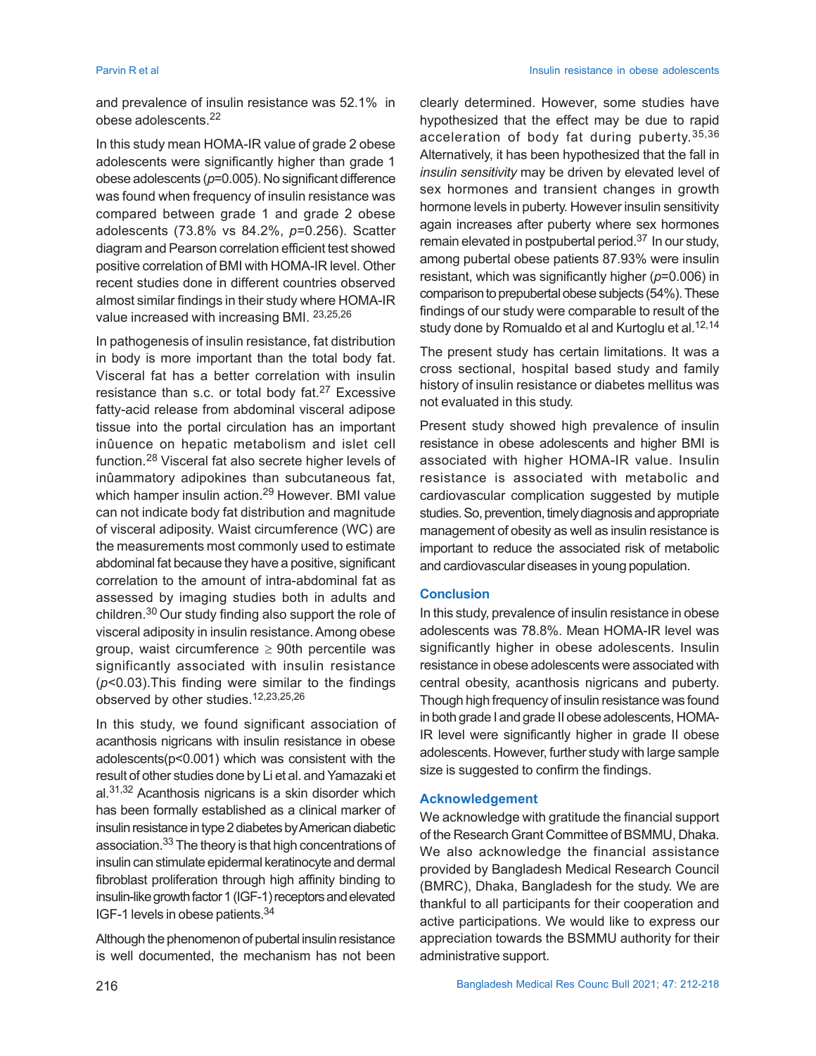and prevalence of insulin resistance was 52.1% in obese adolescents.[22]

In this study mean HOMA-IR value of grade 2 obese adolescents were significantly higher than grade 1 obese adolescents (*p*=0.005). No significant difference was found when frequency of insulin resistance was compared between grade 1 and grade 2 obese adolescents (73.8% vs 84.2%, *p*=0.256). Scatter diagram and Pearson correlation efficient test showed positive correlation of BMI with HOMA-IR level. Other recent studies done in different countries observed almost similar findings in their study where HOMA-IR value increased with increasing BMI. [23,25,26]

In pathogenesis of insulin resistance, fat distribution in body is more important than the total body fat. Visceral fat has a better correlation with insulin resistance than s.c. or total body fat.[27] Excessive fatty-acid release from abdominal visceral adipose tissue into the portal circulation has an important inûuence on hepatic metabolism and islet cell function.[28] Visceral fat also secrete higher levels of inûammatory adipokines than subcutaneous fat, which hamper insulin action.[29] However. BMI value can not indicate body fat distribution and magnitude of visceral adiposity. Waist circumference (WC) are the measurements most commonly used to estimate abdominal fat because they have a positive, significant correlation to the amount of intra-abdominal fat as assessed by imaging studies both in adults and children.[30] Our study finding also support the role of visceral adiposity in insulin resistance. Among obese group, waist circumference ≥ 90th percentile was significantly associated with insulin resistance (*p*<0.03).This finding were similar to the findings observed by other studies.[12,23,25,26]

In this study, we found significant association of acanthosis nigricans with insulin resistance in obese adolescents(p<0.001) which was consistent with the result of other studies done by Li et al. and Yamazaki et al.[31,32] Acanthosis nigricans is a skin disorder which has been formally established as a clinical marker of insulin resistance in type 2 diabetes by American diabetic association.[33] The theory is that high concentrations of insulin can stimulate epidermal keratinocyte and dermal fibroblast proliferation through high affinity binding to insulin-like growth factor 1 (IGF-1) receptors and elevated IGF-1 levels in obese patients.[34]

Although the phenomenon of pubertal insulin resistance is well documented, the mechanism has not been clearly determined. However, some studies have hypothesized that the effect may be due to rapid acceleration of body fat during puberty.[35,36] Alternatively, it has been hypothesized that the fall in *insulin sensitivity* may be driven by elevated level of sex hormones and transient changes in growth hormone levels in puberty. However insulin sensitivity again increases after puberty where sex hormones remain elevated in postpubertal period.[37] In our study, among pubertal obese patients 87.93% were insulin resistant, which was significantly higher (*p*=0.006) in comparison to prepubertal obese subjects (54%). These findings of our study were comparable to result of the study done by Romualdo et al and Kurtoglu et al.[12,14]

The present study has certain limitations. It was a cross sectional, hospital based study and family history of insulin resistance or diabetes mellitus was not evaluated in this study.

Present study showed high prevalence of insulin resistance in obese adolescents and higher BMI is associated with higher HOMA-IR value. Insulin resistance is associated with metabolic and cardiovascular complication suggested by mutiple studies. So, prevention, timely diagnosis and appropriate management of obesity as well as insulin resistance is important to reduce the associated risk of metabolic and cardiovascular diseases in young population.

## Conclusion

In this study, prevalence of insulin resistance in obese adolescents was 78.8%. Mean HOMA-IR level was significantly higher in obese adolescents. Insulin resistance in obese adolescents were associated with central obesity, acanthosis nigricans and puberty. Though high frequency of insulin resistance was found in both grade I and grade II obese adolescents, HOMA-IR level were significantly higher in grade II obese adolescents. However, further study with large sample size is suggested to confirm the findings.

## Acknowledgement

We acknowledge with gratitude the financial support of the Research Grant Committee of BSMMU, Dhaka. We also acknowledge the financial assistance provided by Bangladesh Medical Research Council (BMRC), Dhaka, Bangladesh for the study. We are thankful to all participants for their cooperation and active participations. We would like to express our appreciation towards the BSMMU authority for their administrative support.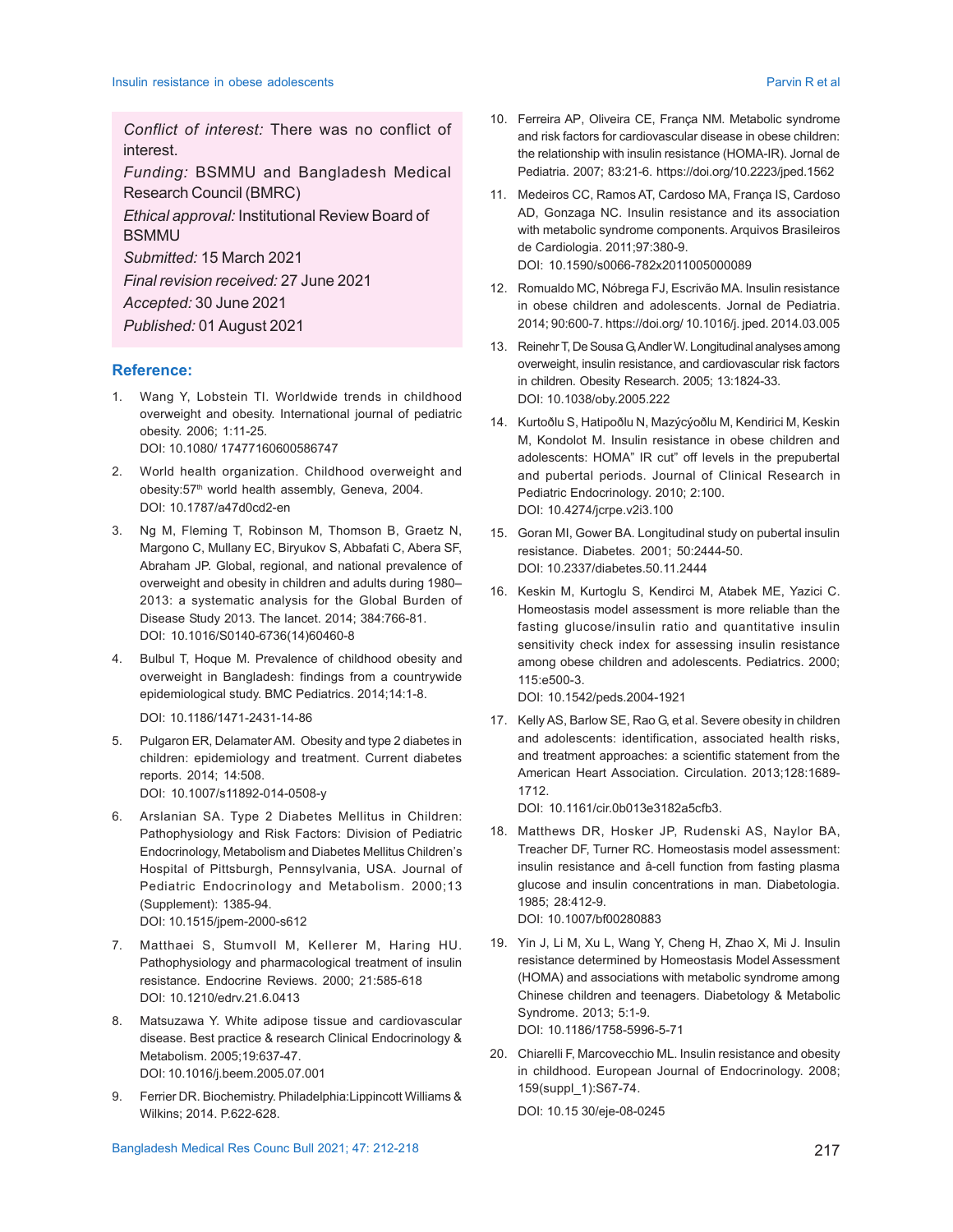*Conflict of interest:* There was no conflict of interest.

*Funding:* BSMMU and Bangladesh Medical Research Council (BMRC)

*Ethical approval:* Institutional Review Board of BSMMU

*Submitted:* 15 March 2021

*Final revision received:* 27 June 2021

*Accepted:* 30 June 2021

*Published:* 01 August 2021

## Reference:

1. Wang Y, Lobstein TI. Worldwide trends in childhood overweight and obesity. International journal of pediatric obesity. 2006; 1:11-25.
   DOI: 10.1080/ 17477160600586747
2. World health organization. Childhood overweight and obesity:57th world health assembly, Geneva, 2004.
   DOI: 10.1787/a47d0cd2-en
3. Ng M, Fleming T, Robinson M, Thomson B, Graetz N, Margono C, Mullany EC, Biryukov S, Abbafati C, Abera SF, Abraham JP. Global, regional, and national prevalence of overweight and obesity in children and adults during 1980–2013: a systematic analysis for the Global Burden of Disease Study 2013. The lancet. 2014; 384:766-81.
   DOI: 10.1016/S0140-6736(14)60460-8
4. Bulbul T, Hoque M. Prevalence of childhood obesity and overweight in Bangladesh: findings from a countrywide epidemiological study. BMC Pediatrics. 2014;14:1-8.
   DOI: 10.1186/1471-2431-14-86
5. Pulgaron ER, Delamater AM. Obesity and type 2 diabetes in children: epidemiology and treatment. Current diabetes reports. 2014; 14:508.
   DOI: 10.1007/s11892-014-0508-y
6. Arslanian SA. Type 2 Diabetes Mellitus in Children: Pathophysiology and Risk Factors: Division of Pediatric Endocrinology, Metabolism and Diabetes Mellitus Children's Hospital of Pittsburgh, Pennsylvania, USA. Journal of Pediatric Endocrinology and Metabolism. 2000;13 (Supplement): 1385-94.
   DOI: 10.1515/jpem-2000-s612
7. Matthaei S, Stumvoll M, Kellerer M, Haring HU. Pathophysiology and pharmacological treatment of insulin resistance. Endocrine Reviews. 2000; 21:585-618
   DOI: 10.1210/edrv.21.6.0413
8. Matsuzawa Y. White adipose tissue and cardiovascular disease. Best practice & research Clinical Endocrinology & Metabolism. 2005;19:637-47.
   DOI: 10.1016/j.beem.2005.07.001
9. Ferrier DR. Biochemistry. Philadelphia:Lippincott Williams & Wilkins; 2014. P.622-628.
10. Ferreira AP, Oliveira CE, França NM. Metabolic syndrome and risk factors for cardiovascular disease in obese children: the relationship with insulin resistance (HOMA-IR). Jornal de Pediatria. 2007; 83:21-6. https://doi.org/10.2223/jped.1562
11. Medeiros CC, Ramos AT, Cardoso MA, França IS, Cardoso AD, Gonzaga NC. Insulin resistance and its association with metabolic syndrome components. Arquivos Brasileiros de Cardiologia. 2011;97:380-9.
    DOI: 10.1590/s0066-782x2011005000089
12. Romualdo MC, Nóbrega FJ, Escrivão MA. Insulin resistance in obese children and adolescents. Jornal de Pediatria. 2014; 90:600-7. https://doi.org/ 10.1016/j. jped. 2014.03.005
13. Reinehr T, De Sousa G, Andler W. Longitudinal analyses among overweight, insulin resistance, and cardiovascular risk factors in children. Obesity Research. 2005; 13:1824-33.
    DOI: 10.1038/oby.2005.222
14. Kurtoðlu S, Hatipoðlu N, Mazýcýoðlu M, Kendirici M, Keskin M, Kondolot M. Insulin resistance in obese children and adolescents: HOMA" IR cut" off levels in the prepubertal and pubertal periods. Journal of Clinical Research in Pediatric Endocrinology. 2010; 2:100.
    DOI: 10.4274/jcrpe.v2i3.100
15. Goran MI, Gower BA. Longitudinal study on pubertal insulin resistance. Diabetes. 2001; 50:2444-50.
    DOI: 10.2337/diabetes.50.11.2444
16. Keskin M, Kurtoglu S, Kendirci M, Atabek ME, Yazici C. Homeostasis model assessment is more reliable than the fasting glucose/insulin ratio and quantitative insulin sensitivity check index for assessing insulin resistance among obese children and adolescents. Pediatrics. 2000; 115:e500-3.
    DOI: 10.1542/peds.2004-1921
17. Kelly AS, Barlow SE, Rao G, et al. Severe obesity in children and adolescents: identification, associated health risks, and treatment approaches: a scientific statement from the American Heart Association. Circulation. 2013;128:1689-1712.
    DOI: 10.1161/cir.0b013e3182a5cfb3.
18. Matthews DR, Hosker JP, Rudenski AS, Naylor BA, Treacher DF, Turner RC. Homeostasis model assessment: insulin resistance and â-cell function from fasting plasma glucose and insulin concentrations in man. Diabetologia. 1985; 28:412-9.
    DOI: 10.1007/bf00280883
19. Yin J, Li M, Xu L, Wang Y, Cheng H, Zhao X, Mi J. Insulin resistance determined by Homeostasis Model Assessment (HOMA) and associations with metabolic syndrome among Chinese children and teenagers. Diabetology & Metabolic Syndrome. 2013; 5:1-9.
    DOI: 10.1186/1758-5996-5-71
20. Chiarelli F, Marcovecchio ML. Insulin resistance and obesity in childhood. European Journal of Endocrinology. 2008; 159(suppl_1):S67-74.
    DOI: 10.15 30/eje-08-0245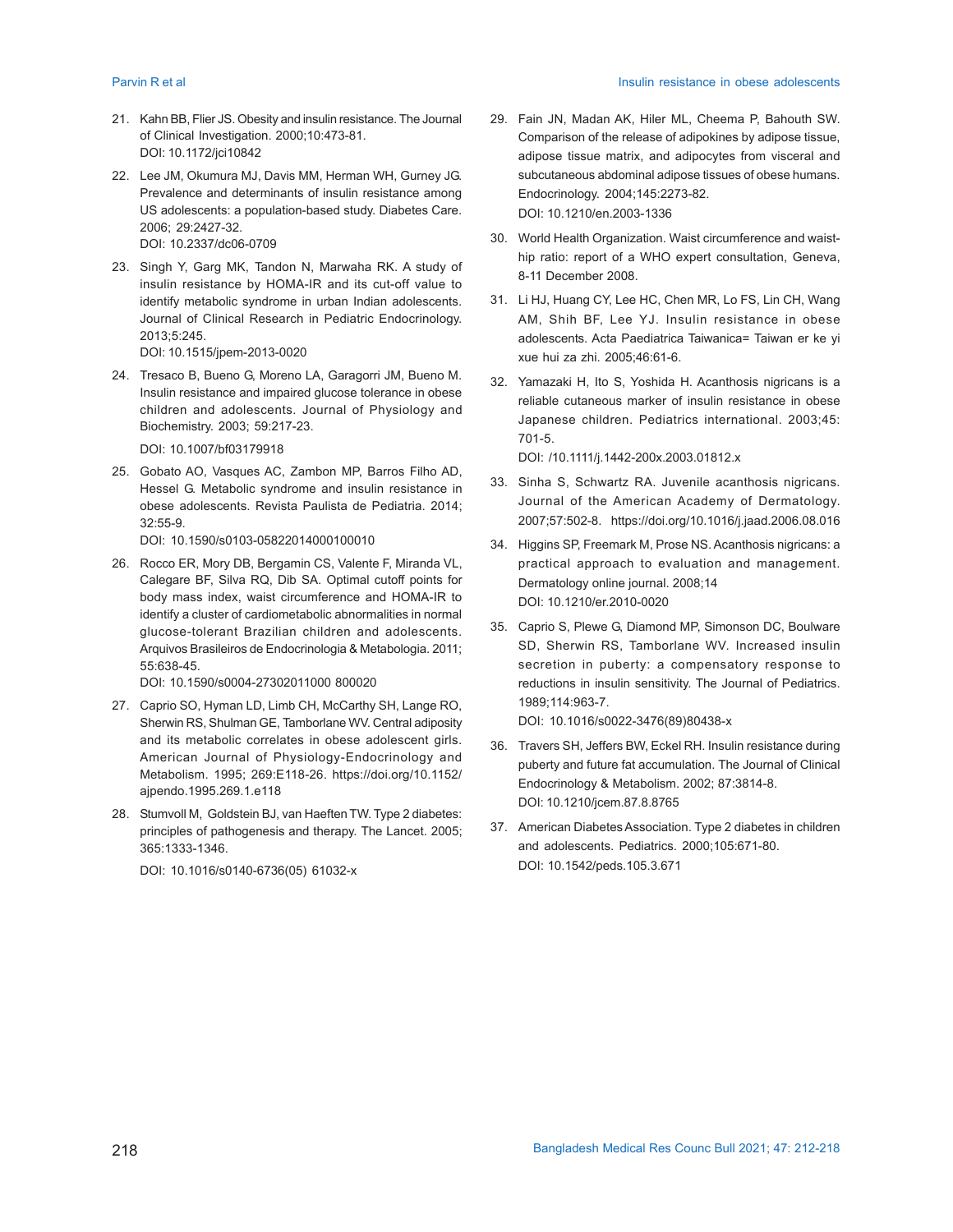21. Kahn BB, Flier JS. Obesity and insulin resistance. The Journal of Clinical Investigation. 2000;10:473-81. DOI: 10.1172/jci10842

22. Lee JM, Okumura MJ, Davis MM, Herman WH, Gurney JG. Prevalence and determinants of insulin resistance among US adolescents: a population-based study. Diabetes Care. 2006; 29:2427-32. DOI: 10.2337/dc06-0709

23. Singh Y, Garg MK, Tandon N, Marwaha RK. A study of insulin resistance by HOMA-IR and its cut-off value to identify metabolic syndrome in urban Indian adolescents. Journal of Clinical Research in Pediatric Endocrinology. 2013;5:245. DOI: 10.1515/jpem-2013-0020

24. Tresaco B, Bueno G, Moreno LA, Garagorri JM, Bueno M. Insulin resistance and impaired glucose tolerance in obese children and adolescents. Journal of Physiology and Biochemistry. 2003; 59:217-23.

    DOI: 10.1007/bf03179918

25. Gobato AO, Vasques AC, Zambon MP, Barros Filho AD, Hessel G. Metabolic syndrome and insulin resistance in obese adolescents. Revista Paulista de Pediatria. 2014; 32:55-9. DOI: 10.1590/s0103-05822014000100010

26. Rocco ER, Mory DB, Bergamin CS, Valente F, Miranda VL, Calegare BF, Silva RQ, Dib SA. Optimal cutoff points for body mass index, waist circumference and HOMA-IR to identify a cluster of cardiometabolic abnormalities in normal glucose-tolerant Brazilian children and adolescents. Arquivos Brasileiros de Endocrinologia & Metabologia. 2011; 55:638-45. DOI: 10.1590/s0004-27302011000 800020

27. Caprio SO, Hyman LD, Limb CH, McCarthy SH, Lange RO, Sherwin RS, Shulman GE, Tamborlane WV. Central adiposity and its metabolic correlates in obese adolescent girls. American Journal of Physiology-Endocrinology and Metabolism. 1995; 269:E118-26. https://doi.org/10.1152/ajpendo.1995.269.1.e118

28. Stumvoll M, Goldstein BJ, van Haeften TW. Type 2 diabetes: principles of pathogenesis and therapy. The Lancet. 2005; 365:1333-1346.

    DOI: 10.1016/s0140-6736(05) 61032-x

29. Fain JN, Madan AK, Hiler ML, Cheema P, Bahouth SW. Comparison of the release of adipokines by adipose tissue, adipose tissue matrix, and adipocytes from visceral and subcutaneous abdominal adipose tissues of obese humans. Endocrinology. 2004;145:2273-82. DOI: 10.1210/en.2003-1336

30. World Health Organization. Waist circumference and waist-hip ratio: report of a WHO expert consultation, Geneva, 8-11 December 2008.

31. Li HJ, Huang CY, Lee HC, Chen MR, Lo FS, Lin CH, Wang AM, Shih BF, Lee YJ. Insulin resistance in obese adolescents. Acta Paediatrica Taiwanica= Taiwan er ke yi xue hui za zhi. 2005;46:61-6.

32. Yamazaki H, Ito S, Yoshida H. Acanthosis nigricans is a reliable cutaneous marker of insulin resistance in obese Japanese children. Pediatrics international. 2003;45: 701-5. DOI: /10.1111/j.1442-200x.2003.01812.x

33. Sinha S, Schwartz RA. Juvenile acanthosis nigricans. Journal of the American Academy of Dermatology. 2007;57:502-8. https://doi.org/10.1016/j.jaad.2006.08.016

34. Higgins SP, Freemark M, Prose NS. Acanthosis nigricans: a practical approach to evaluation and management. Dermatology online journal. 2008;14 DOI: 10.1210/er.2010-0020

35. Caprio S, Plewe G, Diamond MP, Simonson DC, Boulware SD, Sherwin RS, Tamborlane WV. Increased insulin secretion in puberty: a compensatory response to reductions in insulin sensitivity. The Journal of Pediatrics. 1989;114:963-7. DOI: 10.1016/s0022-3476(89)80438-x

36. Travers SH, Jeffers BW, Eckel RH. Insulin resistance during puberty and future fat accumulation. The Journal of Clinical Endocrinology & Metabolism. 2002; 87:3814-8. DOI: 10.1210/jcem.87.8.8765

37. American Diabetes Association. Type 2 diabetes in children and adolescents. Pediatrics. 2000;105:671-80. DOI: 10.1542/peds.105.3.671